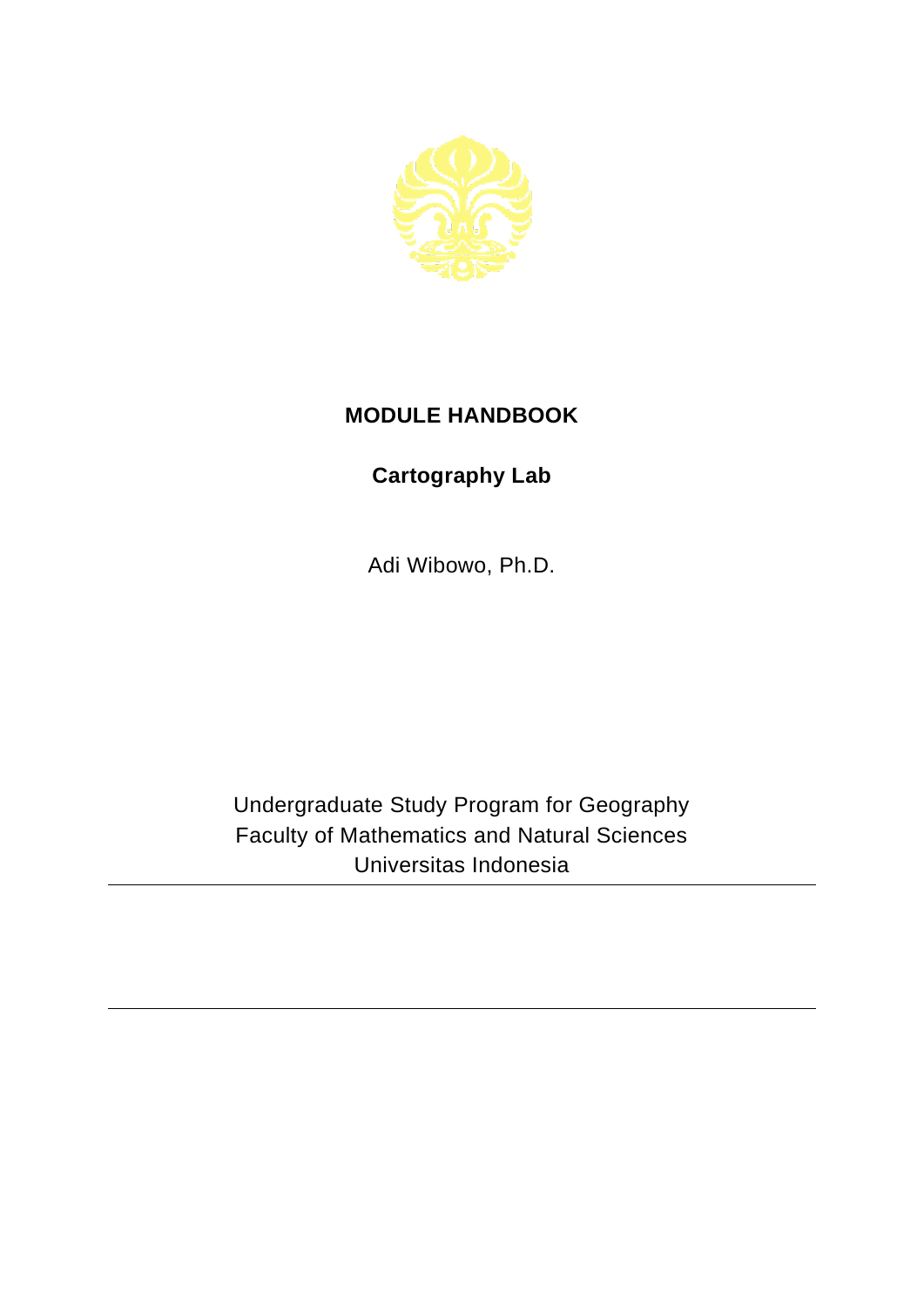# MODULE HANDBOOK

## Cartography Lab

Adi Wibowo, Ph.D.

Undergraduate Study Program for Geography
Faculty of Mathematics and Natural Sciences
Universitas Indonesia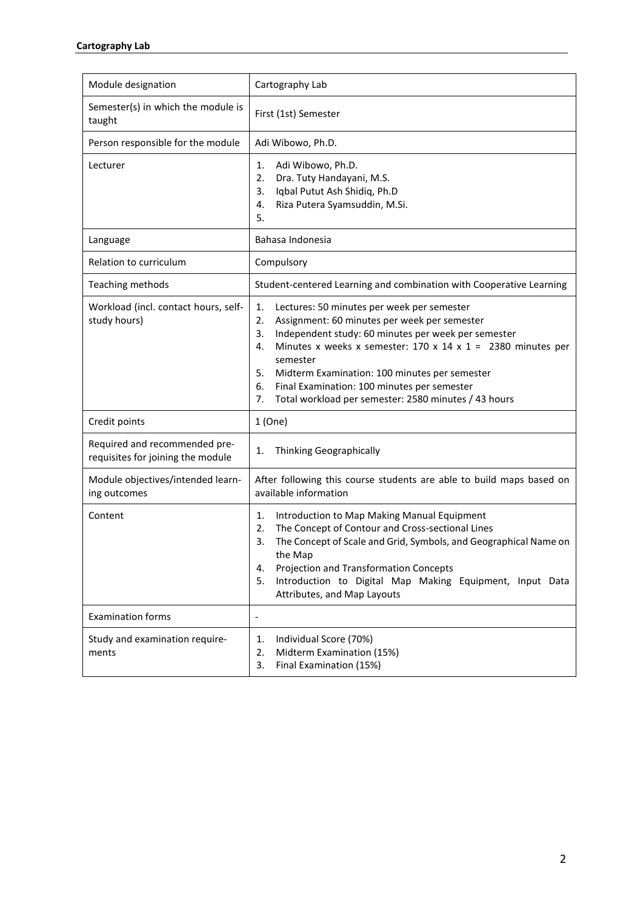| Module designation | Cartography Lab |
|---|---|
| Semester(s) in which the module is taught | First (1st) Semester |
| Person responsible for the module | Adi Wibowo, Ph.D. |
| Lecturer | 1. Adi Wibowo, Ph.D.<br>2. Dra. Tuty Handayani, M.S.<br>3. Iqbal Putut Ash Shidiq, Ph.D<br>4. Riza Putera Syamsuddin, M.Si.<br>5. |
| Language | Bahasa Indonesia |
| Relation to curriculum | Compulsory |
| Teaching methods | Student-centered Learning and combination with Cooperative Learning |
| Workload (incl. contact hours, self-study hours) | 1. Lectures: 50 minutes per week per semester<br>2. Assignment: 60 minutes per week per semester<br>3. Independent study: 60 minutes per week per semester<br>4. Minutes x weeks x semester: 170 x 14 x 1 = 2380 minutes per semester<br>5. Midterm Examination: 100 minutes per semester<br>6. Final Examination: 100 minutes per semester<br>7. Total workload per semester: 2580 minutes / 43 hours |
| Credit points | 1 (One) |
| Required and recommended pre-requisites for joining the module | 1. Thinking Geographically |
| Module objectives/intended learning outcomes | After following this course students are able to build maps based on available information |
| Content | 1. Introduction to Map Making Manual Equipment<br>2. The Concept of Contour and Cross-sectional Lines<br>3. The Concept of Scale and Grid, Symbols, and Geographical Name on the Map<br>4. Projection and Transformation Concepts<br>5. Introduction to Digital Map Making Equipment, Input Data Attributes, and Map Layouts |
| Examination forms | - |
| Study and examination requirements | 1. Individual Score (70%)<br>2. Midterm Examination (15%)<br>3. Final Examination (15%) |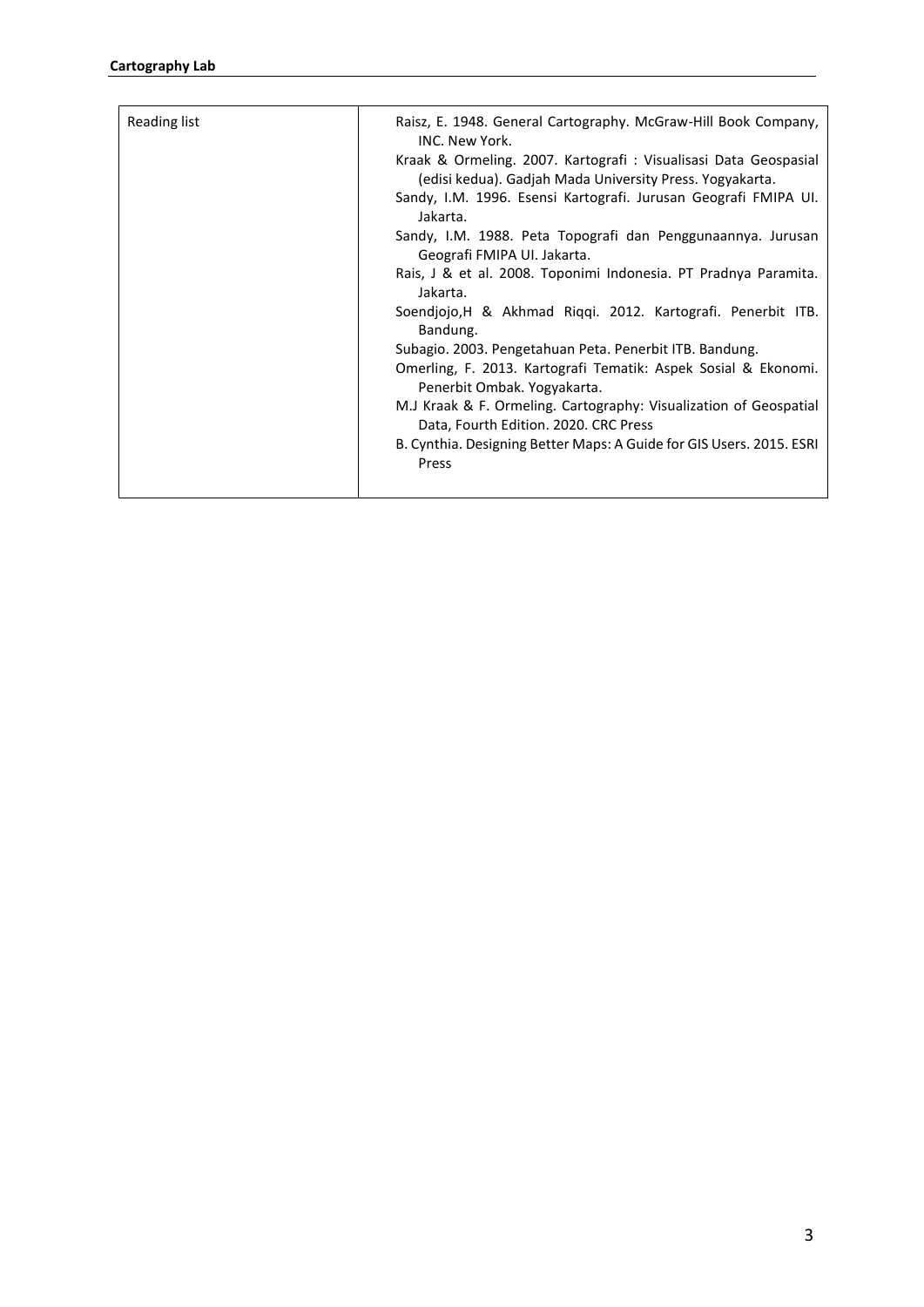| | |
|---|---|
| Reading list | Raisz, E. 1948. General Cartography. McGraw-Hill Book Company, INC. New York.<br>Kraak & Ormeling. 2007. Kartografi : Visualisasi Data Geospasial (edisi kedua). Gadjah Mada University Press. Yogyakarta.<br>Sandy, I.M. 1996. Esensi Kartografi. Jurusan Geografi FMIPA UI. Jakarta.<br>Sandy, I.M. 1988. Peta Topografi dan Penggunaannya. Jurusan Geografi FMIPA UI. Jakarta.<br>Rais, J & et al. 2008. Toponimi Indonesia. PT Pradnya Paramita. Jakarta.<br>Soendjojo,H & Akhmad Riqqi. 2012. Kartografi. Penerbit ITB. Bandung.<br>Subagio. 2003. Pengetahuan Peta. Penerbit ITB. Bandung.<br>Omerling, F. 2013. Kartografi Tematik: Aspek Sosial & Ekonomi. Penerbit Ombak. Yogyakarta.<br>M.J Kraak & F. Ormeling. Cartography: Visualization of Geospatial Data, Fourth Edition. 2020. CRC Press<br>B. Cynthia. Designing Better Maps: A Guide for GIS Users. 2015. ESRI Press |